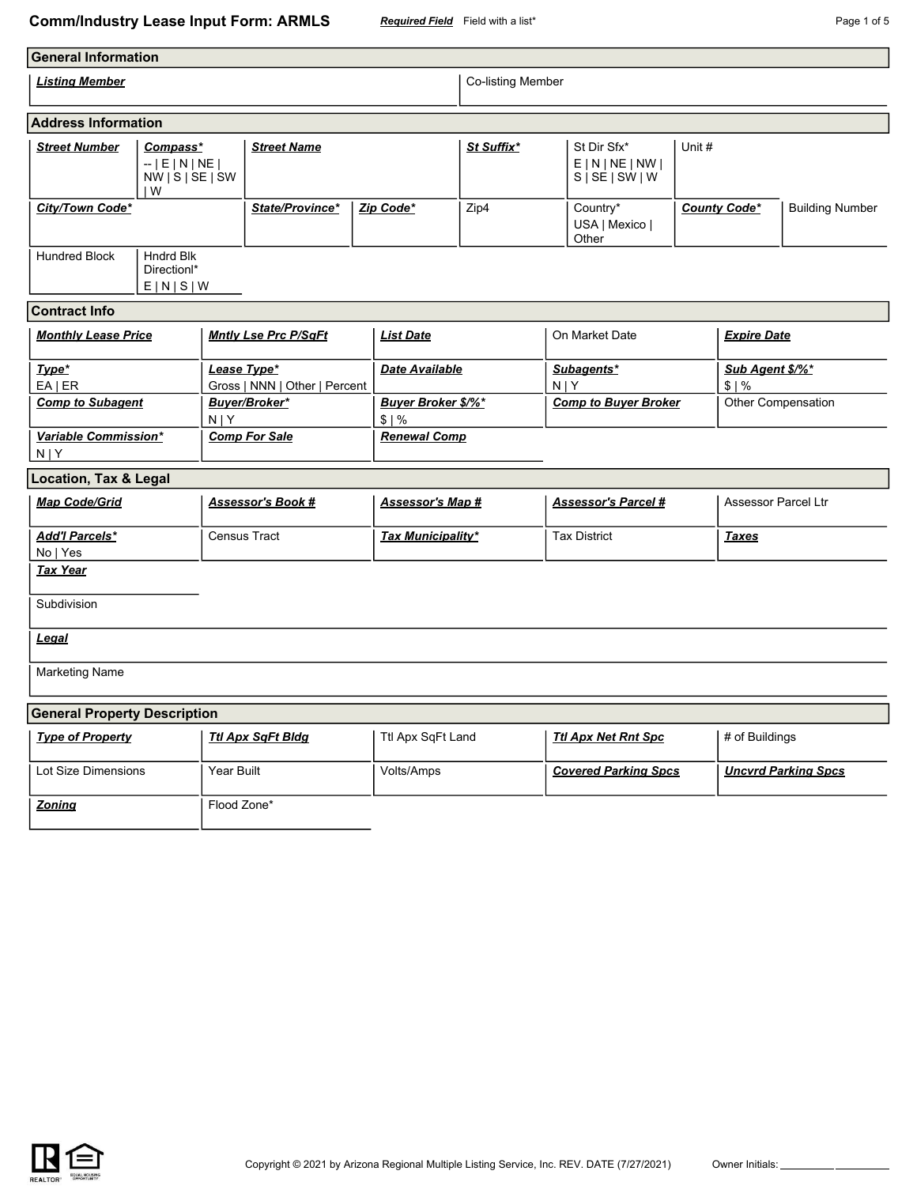# Comm/Industry Lease Input Form: ARMLS

***Required Field*** Field with a list*

## General Information

| ***Listing Member*** | Co-listing Member |
|---|---|
| | |

## Address Information

| ***Street Number*** | ***Compass**** -- \| E \| N \| NE \| NW \| S \| SE \| SW \| W | ***Street Name*** | ***St Suffix**** | St Dir Sfx* E \| N \| NE \| NW \| S \| SE \| SW \| W | Unit # | |
|---|---|---|---|---|---|---|
| ***City/Town Code**** | | ***State/Province**** | ***Zip Code**** | Zip4 | Country* USA \| Mexico \| Other | ***County Code**** | Building Number |
| Hundred Block | Hndrd Blk Directionl* E \| N \| S \| W | | | | | |

## Contract Info

| ***Monthly Lease Price*** | ***Mntly Lse Prc P/SqFt*** | ***List Date*** | On Market Date | ***Expire Date*** |
|---|---|---|---|---|
| ***Type**** EA \| ER | ***Lease Type**** Gross \| NNN \| Other \| Percent | ***Date Available*** | ***Subagents**** N \| Y | ***Sub Agent $/%**** $ \| % |
| ***Comp to Subagent*** | ***Buyer/Broker**** N \| Y | ***Buyer Broker $/%**** $ \| % | ***Comp to Buyer Broker*** | Other Compensation |
| ***Variable Commission**** N \| Y | ***Comp For Sale*** | ***Renewal Comp*** | | |

## Location, Tax & Legal

| ***Map Code/Grid*** | ***Assessor's Book #*** | ***Assessor's Map #*** | ***Assessor's Parcel #*** | Assessor Parcel Ltr |
|---|---|---|---|---|
| ***Add'l Parcels**** No \| Yes | Census Tract | ***Tax Municipality**** | Tax District | ***Taxes*** |
| ***Tax Year*** | | | | |

Subdivision

***Legal***

Marketing Name

## General Property Description

| ***Type of Property*** | ***Ttl Apx SqFt Bldg*** | Ttl Apx SqFt Land | ***Ttl Apx Net Rnt Spc*** | # of Buildings |
|---|---|---|---|---|
| Lot Size Dimensions | Year Built | Volts/Amps | ***Covered Parking Spcs*** | ***Uncvrd Parking Spcs*** |
| ***Zoning*** | Flood Zone* | | | |

Copyright © 2021 by Arizona Regional Multiple Listing Service, Inc. REV. DATE (7/27/2021) Owner Initials: __________ __________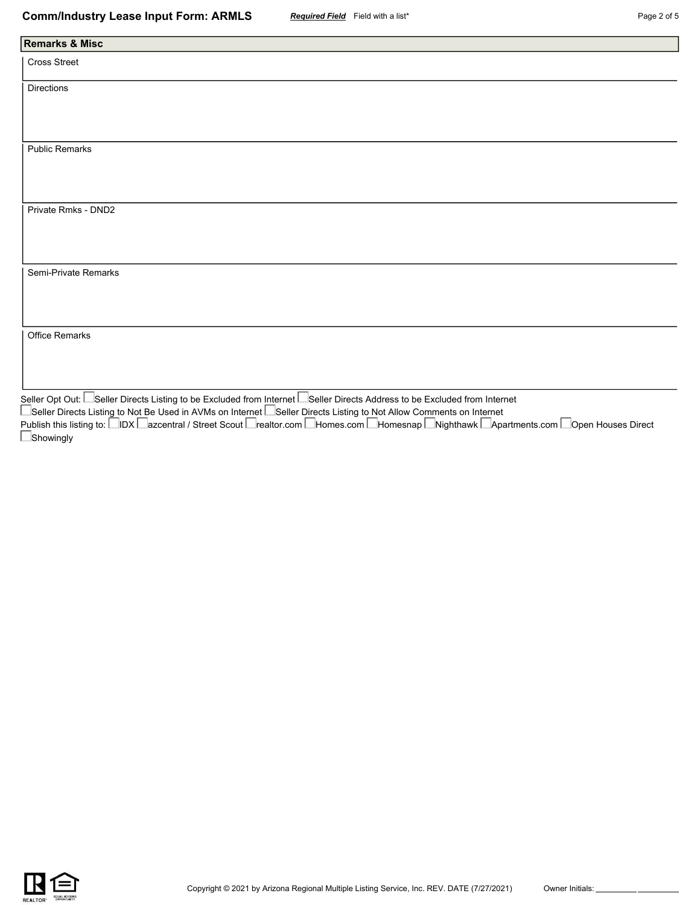## Remarks & Misc

Cross Street

Directions

Public Remarks

Private Rmks - DND2

Semi-Private Remarks

Office Remarks

Seller Opt Out: ☐ Seller Directs Listing to be Excluded from Internet ☐ Seller Directs Address to be Excluded from Internet
☐ Seller Directs Listing to Not Be Used in AVMs on Internet ☐ Seller Directs Listing to Not Allow Comments on Internet

Publish this listing to: ☐ IDX ☐ azcentral / Street Scout ☐ realtor.com ☐ Homes.com ☐ Homesnap ☐ Nighthawk ☐ Apartments.com ☐ Open Houses Direct
☐ Showingly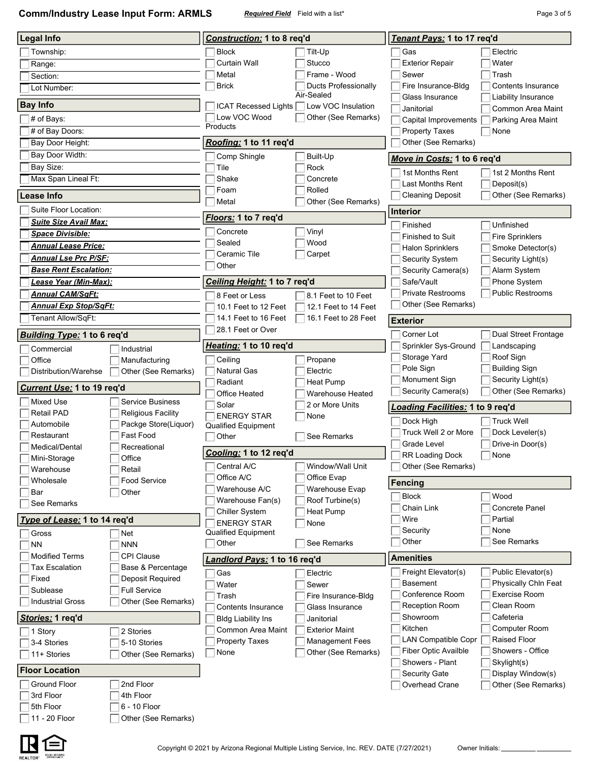# Comm/Industry Lease Input Form: ARMLS

***Required Field*** Field with a list*

## Legal Info

- [ ] Township:
- [ ] Range:
- [ ] Section:
- [ ] Lot Number:

## Bay Info

- [ ] # of Bays:
- [ ] # of Bay Doors:
- [ ] Bay Door Height:
- [ ] Bay Door Width:
- [ ] Bay Size:
- [ ] Max Span Lineal Ft:

## Lease Info

- [ ] Suite Floor Location:
- [ ] ***Suite Size Avail Max:***
- [ ] ***Space Divisible:***
- [ ] ***Annual Lease Price:***
- [ ] ***Annual Lse Prc P/SF:***
- [ ] ***Base Rent Escalation:***
- [ ] ***Lease Year (Min-Max):***
- [ ] ***Annual CAM/SqFt:***
- [ ] ***Annual Exp Stop/SqFt:***
- [ ] Tenant Allow/SqFt:

## ***Building Type:*** 1 to 6 req'd

- [ ] Commercial
- [ ] Industrial
- [ ] Office
- [ ] Manufacturing
- [ ] Distribution/Warehse
- [ ] Other (See Remarks)

## ***Current Use:*** 1 to 19 req'd

- [ ] Mixed Use
- [ ] Service Business
- [ ] Retail PAD
- [ ] Religious Facility
- [ ] Automobile
- [ ] Packge Store(Liquor)
- [ ] Restaurant
- [ ] Fast Food
- [ ] Medical/Dental
- [ ] Recreational
- [ ] Mini-Storage
- [ ] Office
- [ ] Warehouse
- [ ] Retail
- [ ] Wholesale
- [ ] Food Service
- [ ] Bar
- [ ] Other
- [ ] See Remarks

## ***Type of Lease:*** 1 to 14 req'd

- [ ] Gross
- [ ] Net
- [ ] NN
- [ ] NNN
- [ ] Modified Terms
- [ ] CPI Clause
- [ ] Tax Escalation
- [ ] Base & Percentage
- [ ] Fixed
- [ ] Deposit Required
- [ ] Sublease
- [ ] Full Service
- [ ] Industrial Gross
- [ ] Other (See Remarks)

## ***Stories:*** 1 req'd

- [ ] 1 Story
- [ ] 2 Stories
- [ ] 3-4 Stories
- [ ] 5-10 Stories
- [ ] 11+ Stories
- [ ] Other (See Remarks)

## Floor Location

- [ ] Ground Floor
- [ ] 2nd Floor
- [ ] 3rd Floor
- [ ] 4th Floor
- [ ] 5th Floor
- [ ] 6 - 10 Floor
- [ ] 11 - 20 Floor
- [ ] Other (See Remarks)

## ***Construction:*** 1 to 8 req'd

- [ ] Block
- [ ] Tilt-Up
- [ ] Curtain Wall
- [ ] Stucco
- [ ] Metal
- [ ] Frame - Wood
- [ ] Brick
- [ ] Ducts Professionally Air-Sealed
- [ ] ICAT Recessed Lights
- [ ] Low VOC Insulation
- [ ] Low VOC Wood Products
- [ ] Other (See Remarks)

## ***Roofing:*** 1 to 11 req'd

- [ ] Comp Shingle
- [ ] Built-Up
- [ ] Tile
- [ ] Rock
- [ ] Shake
- [ ] Concrete
- [ ] Foam
- [ ] Rolled
- [ ] Metal
- [ ] Other (See Remarks)

## ***Floors:*** 1 to 7 req'd

- [ ] Concrete
- [ ] Vinyl
- [ ] Sealed
- [ ] Wood
- [ ] Ceramic Tile
- [ ] Carpet
- [ ] Other

## ***Ceiling Height:*** 1 to 7 req'd

- [ ] 8 Feet or Less
- [ ] 8.1 Feet to 10 Feet
- [ ] 10.1 Feet to 12 Feet
- [ ] 12.1 Feet to 14 Feet
- [ ] 14.1 Feet to 16 Feet
- [ ] 16.1 Feet to 28 Feet
- [ ] 28.1 Feet or Over

## ***Heating:*** 1 to 10 req'd

- [ ] Ceiling
- [ ] Propane
- [ ] Natural Gas
- [ ] Electric
- [ ] Radiant
- [ ] Heat Pump
- [ ] Office Heated
- [ ] Warehouse Heated
- [ ] Solar
- [ ] 2 or More Units
- [ ] ENERGY STAR Qualified Equipment
- [ ] None
- [ ] Other
- [ ] See Remarks

## ***Cooling:*** 1 to 12 req'd

- [ ] Central A/C
- [ ] Window/Wall Unit
- [ ] Office A/C
- [ ] Office Evap
- [ ] Warehouse A/C
- [ ] Warehouse Evap
- [ ] Warehouse Fan(s)
- [ ] Roof Turbine(s)
- [ ] Chiller System
- [ ] Heat Pump
- [ ] ENERGY STAR Qualified Equipment
- [ ] None
- [ ] Other
- [ ] See Remarks

## ***Landlord Pays:*** 1 to 16 req'd

- [ ] Gas
- [ ] Electric
- [ ] Water
- [ ] Sewer
- [ ] Trash
- [ ] Fire Insurance-Bldg
- [ ] Contents Insurance
- [ ] Glass Insurance
- [ ] Bldg Liability Ins
- [ ] Janitorial
- [ ] Common Area Maint
- [ ] Exterior Maint
- [ ] Property Taxes
- [ ] Management Fees
- [ ] None
- [ ] Other (See Remarks)

## ***Tenant Pays:*** 1 to 17 req'd

- [ ] Gas
- [ ] Electric
- [ ] Exterior Repair
- [ ] Water
- [ ] Sewer
- [ ] Trash
- [ ] Fire Insurance-Bldg
- [ ] Contents Insurance
- [ ] Glass Insurance
- [ ] Liability Insurance
- [ ] Janitorial
- [ ] Common Area Maint
- [ ] Capital Improvements
- [ ] Parking Area Maint
- [ ] Property Taxes
- [ ] None
- [ ] Other (See Remarks)

## ***Move in Costs:*** 1 to 6 req'd

- [ ] 1st Months Rent
- [ ] 1st 2 Months Rent
- [ ] Last Months Rent
- [ ] Deposit(s)
- [ ] Cleaning Deposit
- [ ] Other (See Remarks)

## Interior

- [ ] Finished
- [ ] Unfinished
- [ ] Finished to Suit
- [ ] Fire Sprinklers
- [ ] Halon Sprinklers
- [ ] Smoke Detector(s)
- [ ] Security System
- [ ] Security Light(s)
- [ ] Security Camera(s)
- [ ] Alarm System
- [ ] Safe/Vault
- [ ] Phone System
- [ ] Private Restrooms
- [ ] Public Restrooms
- [ ] Other (See Remarks)

## Exterior

- [ ] Corner Lot
- [ ] Dual Street Frontage
- [ ] Sprinkler Sys-Ground
- [ ] Landscaping
- [ ] Storage Yard
- [ ] Roof Sign
- [ ] Pole Sign
- [ ] Building Sign
- [ ] Monument Sign
- [ ] Security Light(s)
- [ ] Security Camera(s)
- [ ] Other (See Remarks)

## ***Loading Facilities:*** 1 to 9 req'd

- [ ] Dock High
- [ ] Truck Well
- [ ] Truck Well 2 or More
- [ ] Dock Leveler(s)
- [ ] Grade Level
- [ ] Drive-in Door(s)
- [ ] RR Loading Dock
- [ ] None
- [ ] Other (See Remarks)

## Fencing

- [ ] Block
- [ ] Wood
- [ ] Chain Link
- [ ] Concrete Panel
- [ ] Wire
- [ ] Partial
- [ ] Security
- [ ] None
- [ ] Other
- [ ] See Remarks

## Amenities

- [ ] Freight Elevator(s)
- [ ] Public Elevator(s)
- [ ] Basement
- [ ] Physically Chln Feat
- [ ] Conference Room
- [ ] Exercise Room
- [ ] Reception Room
- [ ] Clean Room
- [ ] Showroom
- [ ] Cafeteria
- [ ] Kitchen
- [ ] Computer Room
- [ ] LAN Compatible Copr
- [ ] Raised Floor
- [ ] Fiber Optic Availble
- [ ] Showers - Office
- [ ] Showers - Plant
- [ ] Skylight(s)
- [ ] Security Gate
- [ ] Display Window(s)
- [ ] Overhead Crane
- [ ] Other (See Remarks)

Copyright © 2021 by Arizona Regional Multiple Listing Service, Inc. REV. DATE (7/27/2021)

Owner Initials: __________ __________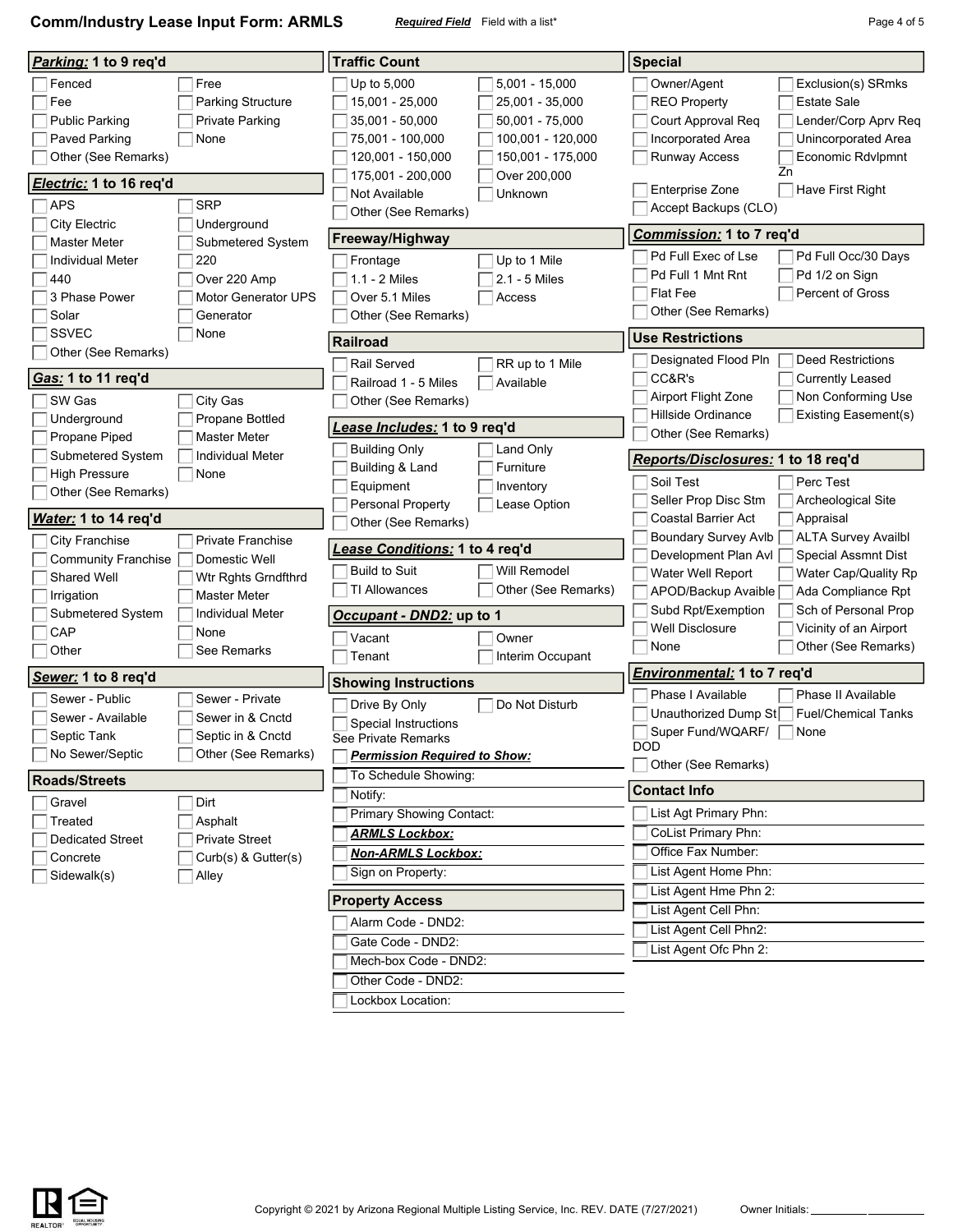# Comm/Industry Lease Input Form: ARMLS

***Required Field*** Field with a list*

## ***Parking:*** 1 to 9 req'd

- ☐ Fenced
- ☐ Free
- ☐ Fee
- ☐ Parking Structure
- ☐ Public Parking
- ☐ Private Parking
- ☐ Paved Parking
- ☐ None
- ☐ Other (See Remarks)

## ***Electric:*** 1 to 16 req'd

- ☐ APS
- ☐ SRP
- ☐ City Electric
- ☐ Underground
- ☐ Master Meter
- ☐ Submetered System
- ☐ Individual Meter
- ☐ 220
- ☐ 440
- ☐ Over 220 Amp
- ☐ 3 Phase Power
- ☐ Motor Generator UPS
- ☐ Solar
- ☐ Generator
- ☐ SSVEC
- ☐ None
- ☐ Other (See Remarks)

## ***Gas:*** 1 to 11 req'd

- ☐ SW Gas
- ☐ City Gas
- ☐ Underground
- ☐ Propane Bottled
- ☐ Propane Piped
- ☐ Master Meter
- ☐ Submetered System
- ☐ Individual Meter
- ☐ High Pressure
- ☐ None
- ☐ Other (See Remarks)

## ***Water:*** 1 to 14 req'd

- ☐ City Franchise
- ☐ Private Franchise
- ☐ Community Franchise
- ☐ Domestic Well
- ☐ Shared Well
- ☐ Wtr Rghts Grndfthrd
- ☐ Irrigation
- ☐ Master Meter
- ☐ Submetered System
- ☐ Individual Meter
- ☐ CAP
- ☐ None
- ☐ Other
- ☐ See Remarks

## ***Sewer:*** 1 to 8 req'd

- ☐ Sewer - Public
- ☐ Sewer - Private
- ☐ Sewer - Available
- ☐ Sewer in & Cnctd
- ☐ Septic Tank
- ☐ Septic in & Cnctd
- ☐ No Sewer/Septic
- ☐ Other (See Remarks)

## Roads/Streets

- ☐ Gravel
- ☐ Dirt
- ☐ Treated
- ☐ Asphalt
- ☐ Dedicated Street
- ☐ Private Street
- ☐ Concrete
- ☐ Curb(s) & Gutter(s)
- ☐ Sidewalk(s)
- ☐ Alley

## Traffic Count

- ☐ Up to 5,000
- ☐ 5,001 - 15,000
- ☐ 15,001 - 25,000
- ☐ 25,001 - 35,000
- ☐ 35,001 - 50,000
- ☐ 50,001 - 75,000
- ☐ 75,001 - 100,000
- ☐ 100,001 - 120,000
- ☐ 120,001 - 150,000
- ☐ 150,001 - 175,000
- ☐ 175,001 - 200,000
- ☐ Over 200,000
- ☐ Not Available
- ☐ Unknown
- ☐ Other (See Remarks)

## Freeway/Highway

- ☐ Frontage
- ☐ Up to 1 Mile
- ☐ 1.1 - 2 Miles
- ☐ 2.1 - 5 Miles
- ☐ Over 5.1 Miles
- ☐ Access
- ☐ Other (See Remarks)

## Railroad

- ☐ Rail Served
- ☐ RR up to 1 Mile
- ☐ Railroad 1 - 5 Miles
- ☐ Available
- ☐ Other (See Remarks)

## ***Lease Includes:*** 1 to 9 req'd

- ☐ Building Only
- ☐ Land Only
- ☐ Building & Land
- ☐ Furniture
- ☐ Equipment
- ☐ Inventory
- ☐ Personal Property
- ☐ Lease Option
- ☐ Other (See Remarks)

## ***Lease Conditions:*** 1 to 4 req'd

- ☐ Build to Suit
- ☐ Will Remodel
- ☐ TI Allowances
- ☐ Other (See Remarks)

## ***Occupant - DND2:*** up to 1

- ☐ Vacant
- ☐ Owner
- ☐ Tenant
- ☐ Interim Occupant

## Showing Instructions

- ☐ Drive By Only
- ☐ Do Not Disturb
- ☐ Special Instructions

See Private Remarks

- ☐ ***Permission Required to Show:***
- ☐ To Schedule Showing:
- ☐ Notify:
- ☐ Primary Showing Contact:
- ☐ ***ARMLS Lockbox:***
- ☐ ***Non-ARMLS Lockbox:***
- ☐ Sign on Property:

## Property Access

- ☐ Alarm Code - DND2:
- ☐ Gate Code - DND2:
- ☐ Mech-box Code - DND2:
- ☐ Other Code - DND2:
- ☐ Lockbox Location:

## Special

- ☐ Owner/Agent
- ☐ Exclusion(s) SRmks
- ☐ REO Property
- ☐ Estate Sale
- ☐ Court Approval Req
- ☐ Lender/Corp Aprv Req
- ☐ Incorporated Area
- ☐ Unincorporated Area
- ☐ Runway Access
- ☐ Economic Rdvlpmnt Zn
- ☐ Enterprise Zone
- ☐ Have First Right
- ☐ Accept Backups (CLO)

## ***Commission:*** 1 to 7 req'd

- ☐ Pd Full Exec of Lse
- ☐ Pd Full Occ/30 Days
- ☐ Pd Full 1 Mnt Rnt
- ☐ Pd 1/2 on Sign
- ☐ Flat Fee
- ☐ Percent of Gross
- ☐ Other (See Remarks)

## Use Restrictions

- ☐ Designated Flood Pln
- ☐ Deed Restrictions
- ☐ CC&R's
- ☐ Currently Leased
- ☐ Airport Flight Zone
- ☐ Non Conforming Use
- ☐ Hillside Ordinance
- ☐ Existing Easement(s)
- ☐ Other (See Remarks)

## ***Reports/Disclosures:*** 1 to 18 req'd

- ☐ Soil Test
- ☐ Perc Test
- ☐ Seller Prop Disc Stm
- ☐ Archeological Site
- ☐ Coastal Barrier Act
- ☐ Appraisal
- ☐ Boundary Survey Avlb
- ☐ ALTA Survey Availbl
- ☐ Development Plan Avl
- ☐ Special Assmnt Dist
- ☐ Water Well Report
- ☐ Water Cap/Quality Rp
- ☐ APOD/Backup Avaible
- ☐ Ada Compliance Rpt
- ☐ Subd Rpt/Exemption
- ☐ Sch of Personal Prop
- ☐ Well Disclosure
- ☐ Vicinity of an Airport
- ☐ None
- ☐ Other (See Remarks)

## ***Environmental:*** 1 to 7 req'd

- ☐ Phase I Available
- ☐ Phase II Available
- ☐ Unauthorized Dump St
- ☐ Fuel/Chemical Tanks
- ☐ Super Fund/WQARF/DOD
- ☐ None
- ☐ Other (See Remarks)

## Contact Info

- ☐ List Agt Primary Phn:
- ☐ CoList Primary Phn:
- ☐ Office Fax Number:
- ☐ List Agent Home Phn:
- ☐ List Agent Hme Phn 2:
- ☐ List Agent Cell Phn:
- ☐ List Agent Cell Phn2:
- ☐ List Agent Ofc Phn 2:

Copyright © 2021 by Arizona Regional Multiple Listing Service, Inc. REV. DATE (7/27/2021)

Owner Initials: __________ __________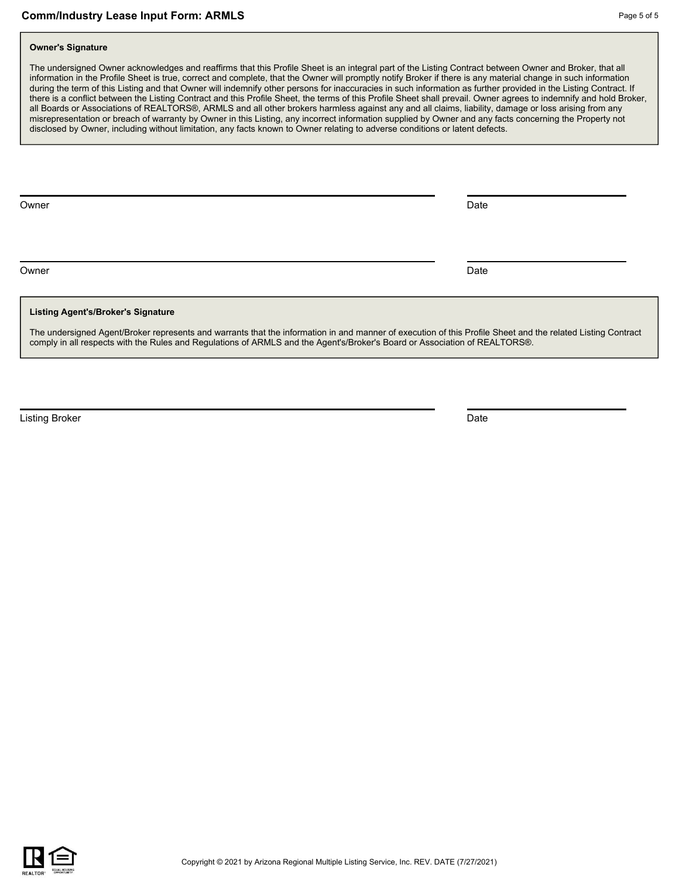**Owner's Signature**

The undersigned Owner acknowledges and reaffirms that this Profile Sheet is an integral part of the Listing Contract between Owner and Broker, that all information in the Profile Sheet is true, correct and complete, that the Owner will promptly notify Broker if there is any material change in such information during the term of this Listing and that Owner will indemnify other persons for inaccuracies in such information as further provided in the Listing Contract. If there is a conflict between the Listing Contract and this Profile Sheet, the terms of this Profile Sheet shall prevail. Owner agrees to indemnify and hold Broker, all Boards or Associations of REALTORS®, ARMLS and all other brokers harmless against any and all claims, liability, damage or loss arising from any misrepresentation or breach of warranty by Owner in this Listing, any incorrect information supplied by Owner and any facts concerning the Property not disclosed by Owner, including without limitation, any facts known to Owner relating to adverse conditions or latent defects.

______________________________ ______________

Owner Date

______________________________ ______________

Owner Date

**Listing Agent's/Broker's Signature**

The undersigned Agent/Broker represents and warrants that the information in and manner of execution of this Profile Sheet and the related Listing Contract comply in all respects with the Rules and Regulations of ARMLS and the Agent's/Broker's Board or Association of REALTORS®.

______________________________ ______________

Listing Broker Date

Copyright © 2021 by Arizona Regional Multiple Listing Service, Inc. REV. DATE (7/27/2021)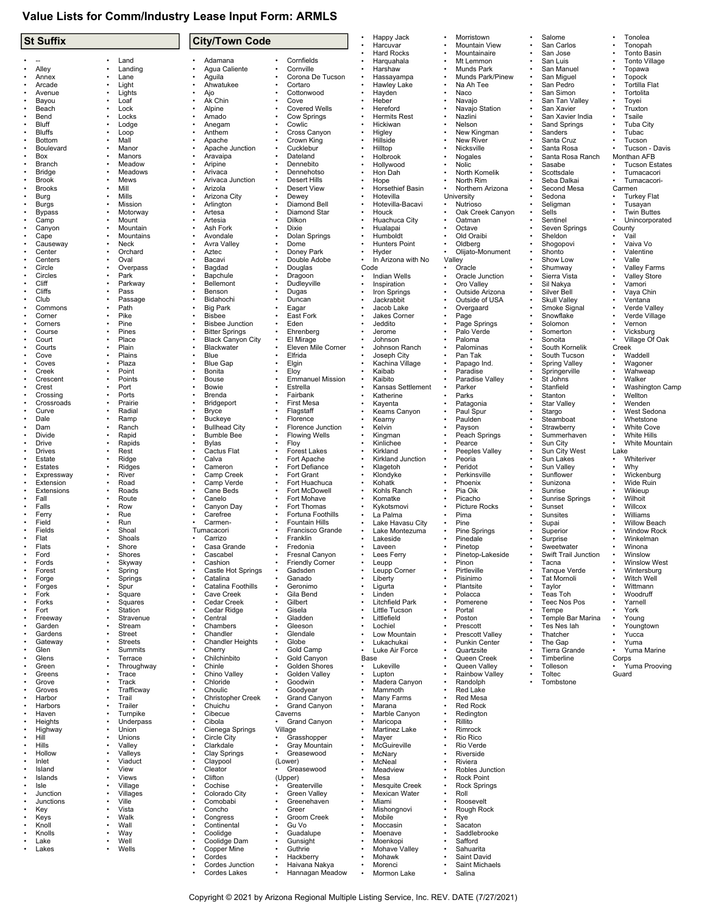# Value Lists for Comm/Industry Lease Input Form: ARMLS

## St Suffix

- --
- Alley
- Annex
- Arcade
- Avenue
- Bayou
- Beach
- Bend
- Bluff
- Bluffs
- Bottom
- Boulevard
- Box
- Branch
- Bridge
- Brook
- Brooks
- Burg
- Burgs
- Bypass
- Camp
- Canyon
- Cape
- Causeway
- Center
- Centers
- Circle
- Circles
- Cliff
- Cliffs
- Club
- Commons
- Corner
- Corners
- Course
- Court
- Courts
- Cove
- Coves
- Creek
- Crescent
- Crest
- Crossing
- Crossroads
- Curve
- Dale
- Dam
- Divide
- Drive
- Drives
- Estate
- Estates
- Expressway
- Extension
- Extensions
- Fall
- Falls
- Ferry
- Field
- Fields
- Flat
- Flats
- Ford
- Fords
- Forest
- Forge
- Forges
- Fork
- Forks
- Fort
- Freeway
- Garden
- Gardens
- Gateway
- Glen
- Glens
- Green
- Greens
- Grove
- Groves
- Harbor
- Harbors
- Haven
- Heights
- Highway
- Hill
- Hills
- Hollow
- Inlet
- Island
- Islands
- Isle
- Junction
- Junctions
- Key
- Keys
- Knoll
- Knolls
- Lake
- Lakes
- Land
- Landing
- Lane
- Light
- Lights
- Loaf
- Lock
- Locks
- Lodge
- Loop
- Mall
- Manor
- Manors
- Meadow
- Meadows
- Mews
- Mill
- Mills
- Mission
- Motorway
- Mount
- Mountain
- Mountains
- Neck
- Orchard
- Oval
- Overpass
- Park
- Parkway
- Pass
- Passage
- Path
- Pike
- Pine
- Pines
- Place
- Plain
- Plains
- Plaza
- Point
- Points
- Port
- Ports
- Prairie
- Radial
- Ramp
- Ranch
- Rapid
- Rapids
- Rest
- Ridge
- Ridges
- River
- Road
- Roads
- Route
- Row
- Rue
- Run
- Shoal
- Shoals
- Shore
- Shores
- Skyway
- Spring
- Springs
- Spur
- Square
- Squares
- Station
- Stravenue
- Stream
- Street
- Streets
- Summits
- Terrace
- Throughway
- Trace
- Track
- Trafficway
- Trail
- Trailer
- Turnpike
- Underpass
- Union
- Unions
- Valley
- Valleys
- Viaduct
- View
- Views
- Village
- Villages
- Ville
- Vista
- Walk
- Wall
- Way
- Well
- Wells

## City/Town Code

- Adamana
- Agua Caliente
- Aguila
- Ahwatukee
- Ajo
- Ak Chin
- Alpine
- Amado
- Anegam
- Anthem
- Apache
- Apache Junction
- Aravaipa
- Aripine
- Arivaca
- Arivaca Junction
- Arizola
- Arizona City
- Arlington
- Artesa
- Artesia
- Ash Fork
- Avondale
- Avra Valley
- Aztec
- Bacavi
- Bagdad
- Bapchule
- Bellemont
- Benson
- Bidahochi
- Big Park
- Bisbee
- Bisbee Junction
- Bitter Springs
- Black Canyon City
- Blackwater
- Blue
- Blue Gap
- Bonita
- Bouse
- Bowie
- Brenda
- Bridgeport
- Bryce
- Buckeye
- Bullhead City
- Bumble Bee
- Bylas
- Cactus Flat
- Calva
- Cameron
- Camp Creek
- Camp Verde
- Cane Beds
- Canelo
- Canyon Day
- Carefree
- Carmen-Tumacacori
- Carrizo
- Casa Grande
- Cascabel
- Cashion
- Castle Hot Springs
- Catalina
- Catalina Foothills
- Cave Creek
- Cedar Creek
- Cedar Ridge
- Central
- Chambers
- Chandler
- Chandler Heights
- Cherry
- Chilchinbito
- Chinle
- Chino Valley
- Chloride
- Choulic
- Christopher Creek
- Chuichu
- Cibecue
- Cibola
- Cienega Springs
- Circle City
- Clarkdale
- Clay Springs
- Claypool
- Cleator
- Clifton
- Cochise
- Colorado City
- Comobabi
- Concho
- Congress
- Continental
- Coolidge
- Coolidge Dam
- Copper Mine
- Cordes
- Cordes Junction
- Cordes Lakes
- Cornfields
- Cornville
- Corona De Tucson
- Cortaro
- Cottonwood
- Cove
- Covered Wells
- Cow Springs
- Cowlic
- Cross Canyon
- Crown King
- Cucklebur
- Dateland
- Dennebito
- Dennehotso
- Desert Hills
- Desert View
- Dewey
- Diamond Bell
- Diamond Star
- Dilkon
- Dixie
- Dolan Springs
- Dome
- Doney Park
- Double Adobe
- Douglas
- Dragoon
- Dudleyville
- Dugas
- Duncan
- Eagar
- East Fork
- Eden
- Ehrenberg
- El Mirage
- Eleven Mile Corner
- Elfrida
- Elgin
- Eloy
- Emmanuel Mission
- Estrella
- Fairbank
- First Mesa
- Flagstaff
- Florence
- Florence Junction
- Flowing Wells
- Floy
- Forest Lakes
- Fort Apache
- Fort Defiance
- Fort Grant
- Fort Huachuca
- Fort McDowell
- Fort Mohave
- Fort Thomas
- Fortuna Foothills
- Fountain Hills
- Francisco Grande
- Franklin
- Fredonia
- Fresnal Canyon
- Friendly Corner
- Gadsden
- Ganado
- Geronimo
- Gila Bend
- Gilbert
- Gisela
- Gladden
- Gleeson
- Glendale
- Globe
- Gold Camp
- Gold Canyon
- Golden Shores
- Golden Valley
- Goodwin
- Goodyear
- Grand Canyon
- Grand Canyon Caverns
- Grand Canyon Village
- Grasshopper
- Gray Mountain
- Greasewood (Lower)
- Greasewood (Upper)
- Greaterville
- Green Valley
- Greenehaven
- Greer
- Groom Creek
- Gu Vo
- Guadalupe
- Gunsight
- Guthrie
- Hackberry
- Haivana Nakya
- Hannagan Meadow
- Happy Jack
- Harcuvar
- Hard Rocks
- Harquahala
- Harshaw
- Hassayampa
- Hawley Lake
- Hayden
- Heber
- Hereford
- Hermits Rest
- Hickiwan
- Higley
- Hillside
- Hilltop
- Holbrook
- Hollywood
- Hon Dah
- Hope
- Horsethief Basin
- Hotevilla
- Hotevilla-Bacavi
- Houck
- Huachuca City
- Hualapai
- Humboldt
- Hunters Point
- Hyder
- In Arizona with No Code
- Indian Wells
- Inspiration
- Iron Springs
- Jackrabbit
- Jacob Lake
- Jakes Corner
- Jeddito
- Jerome
- Johnson
- Johnson Ranch
- Joseph City
- Kachina Village
- Kaibab
- Kaibito
- Kansas Settlement
- Katherine
- Kayenta
- Keams Canyon
- Kearny
- Kelvin
- Kingman
- Kinlichee
- Kirkland
- Kirkland Junction
- Klagetoh
- Klondyke
- Kohatk
- Kohls Ranch
- Komatke
- Kykotsmovi
- La Palma
- Lake Havasu City
- Lake Montezuma
- Lakeside
- Laveen
- Lees Ferry
- Leupp
- Leupp Corner
- Liberty
- Ligurta
- Linden
- Litchfield Park
- Little Tucson
- Littlefield
- Lochiel
- Low Mountain
- Lukachukai
- Luke Air Force Base
- Lukeville
- Lupton
- Madera Canyon
- Mammoth
- Many Farms
- Marana
- Marble Canyon
- Maricopa
- Martinez Lake
- Mayer
- McGuireville
- McNary
- McNeal
- Meadview
- Mesa
- Mesquite Creek
- Mexican Water
- Miami
- Mishongnovi
- Mobile
- Moccasin
- Moenave
- Moenkopi
- Mohave Valley
- Mohawk
- Morenci
- Mormon Lake
- Morristown
- Mountain View
- Mountainaire
- Mt Lemmon
- Munds Park
- Munds Park/Pinew
- Na Ah Tee
- Naco
- Navajo
- Navajo Station
- Nazlini
- Nelson
- New Kingman
- New River
- Nicksville
- Nogales
- Nolic
- North Komelik
- North Rim
- Northern Arizona University
- Nutrioso
- Oak Creek Canyon
- Oatman
- Octave
- Old Oraibi
- Oldberg
- Olijato-Monument Valley
- Oracle
- Oracle Junction
- Oro Valley
- Outside Arizona
- Outside of USA
- Overgaard
- Page
- Page Springs
- Palo Verde
- Paloma
- Palominas
- Pan Tak
- Papago Ind.
- Paradise
- Paradise Valley
- Parker
- Parks
- Patagonia
- Paul Spur
- Paulden
- Payson
- Peach Springs
- Pearce
- Peeples Valley
- Peoria
- Peridot
- Perkinsville
- Phoenix
- Pia Oik
- Picacho
- Picture Rocks
- Pima
- Pine
- Pine Springs
- Pinedale
- Pinetop
- Pinetop-Lakeside
- Pinon
- Pirtleville
- Pisinimo
- Plantsite
- Polacca
- Pomerene
- Portal
- Poston
- Prescott
- Prescott Valley
- Punkin Center
- Quartzsite
- Queen Creek
- Queen Valley
- Rainbow Valley
- Randolph
- Red Lake
- Red Mesa
- Red Rock
- Redington
- Rillito
- Rimrock
- Rio Rico
- Rio Verde
- Riverside
- Riviera
- Robles Junction
- Rock Point
- Rock Springs
- Roll
- Roosevelt
- Rough Rock
- Rye
- Sacaton
- Saddlebrooke
- Safford
- Sahuarita
- Saint David
- Saint Michaels
- Salina
- Salome
- San Carlos
- San Jose
- San Luis
- San Manuel
- San Miguel
- San Pedro
- San Simon
- San Tan Valley
- San Xavier
- San Xavier India
- Sand Springs
- Sanders
- Santa Cruz
- Santa Rosa
- Santa Rosa Ranch
- Sasabe
- Scottsdale
- Seba Dalkai
- Second Mesa
- Sedona
- Seligman
- Sells
- Sentinel
- Seven Springs
- Sheldon
- Shogopovi
- Shonto
- Show Low
- Shumway
- Sierra Vista
- Sil Nakya
- Silver Bell
- Skull Valley
- Smoke Signal
- Snowflake
- Solomon
- Somerton
- Sonoita
- South Kornelik
- South Tucson
- Spring Valley
- Springerville
- St Johns
- Stanfield
- Stanton
- Star Valley
- Stargo
- Steamboat
- Strawberry
- Summerhaven
- Sun City
- Sun City West
- Sun Lakes
- Sun Valley
- Sunflower
- Sunizona
- Sunrise
- Sunrise Springs
- Sunset
- Sunsites
- Supai
- Superior
- Surprise
- Sweetwater
- Swift Trail Junction
- Tacna
- Tanque Verde
- Tat Momoli
- Taylor
- Teas Toh
- Teec Nos Pos
- Tempe
- Temple Bar Marina
- Tes Nes Iah
- Thatcher
- The Gap
- Tierra Grande
- Timberline
- Tolleson
- Toltec
- Tombstone
- Tonolea
- Tonopah
- Tonto Basin
- Tonto Village
- Topawa
- Topock
- Tortilla Flat
- Tortolita
- Toyei
- Truxton
- Tsaile
- Tuba City
- Tubac
- Tucson
- Tucson - Davis Monthan AFB
- Tucson Estates
- Tumacacori
- Tumacacori-Carmen
- Turkey Flat
- Tusayan
- Twin Buttes
- Unincorporated County
- Vail
- Vaiva Vo
- Valentine
- Valle
- Valley Farms
- Valley Store
- Vamori
- Vaya Chin
- Ventana
- Verde Valley
- Verde Village
- Vernon
- Vicksburg
- Village Of Oak Creek
- Waddell
- Wagoner
- Wahweap
- Walker
- Washington Camp
- Wellton
- Wenden
- West Sedona
- Whetstone
- White Cove
- White Hills
- White Mountain Lake
- Whiteriver
- Why
- Wickenburg
- Wide Ruin
- Wikieup
- Wilhoit
- Willcox
- Williams
- Willow Beach
- Window Rock
- Winkelman
- Winona
- Winslow
- Winslow West
- Wintersburg
- Witch Well
- Wittmann
- Woodruff
- Yarnell
- York
- Young
- Youngtown
- Yucca
- Yuma
- Yuma Marine Corps
- Yuma Prooving Guard

Copyright © 2021 by Arizona Regional Multiple Listing Service, Inc. REV. DATE (7/27/2021)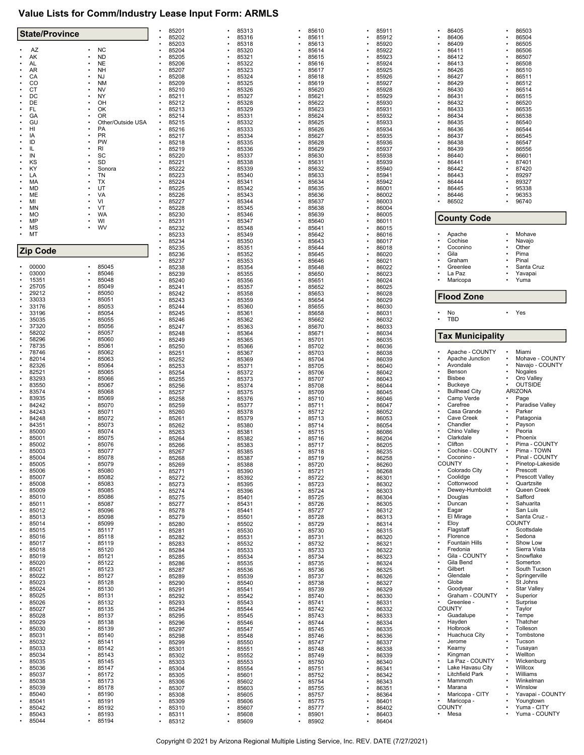# Value Lists for Comm/Industry Lease Input Form: ARMLS

## State/Province

- AZ
- AK
- AL
- AR
- CA
- CO
- CT
- DC
- DE
- FL
- GA
- GU
- HI
- IA
- ID
- IL
- IN
- KS
- KY
- LA
- MA
- MD
- ME
- MI
- MN
- MO
- MP
- MS
- MT
- NC
- ND
- NE
- NH
- NJ
- NM
- NV
- NY
- OH
- OK
- OR
- Other/Outside USA
- PA
- PR
- PW
- RI
- SC
- SD
- Sonora
- TN
- TX
- UT
- VA
- VI
- VT
- WA
- WI
- WV

## Zip Code

- 00000
- 03000
- 15351
- 25705
- 29212
- 33033
- 33176
- 33196
- 35035
- 37320
- 58202
- 58296
- 78735
- 78746
- 82014
- 82326
- 82521
- 83293
- 83550
- 83574
- 83935
- 84242
- 84243
- 84248
- 84351
- 85000
- 85001
- 85002
- 85003
- 85004
- 85005
- 85006
- 85007
- 85008
- 85009
- 85010
- 85011
- 85012
- 85013
- 85014
- 85015
- 85016
- 85017
- 85018
- 85019
- 85020
- 85021
- 85022
- 85023
- 85024
- 85025
- 85026
- 85027
- 85028
- 85029
- 85030
- 85031
- 85032
- 85033
- 85034
- 85035
- 85036
- 85037
- 85038
- 85039
- 85040
- 85041
- 85042
- 85043
- 85044
- 85045
- 85046
- 85048
- 85049
- 85050
- 85051
- 85053
- 85054
- 85055
- 85056
- 85057
- 85060
- 85061
- 85062
- 85063
- 85064
- 85065
- 85066
- 85067
- 85068
- 85069
- 85070
- 85071
- 85072
- 85073
- 85074
- 85075
- 85076
- 85077
- 85078
- 85079
- 85080
- 85082
- 85083
- 85085
- 85086
- 85087
- 85096
- 85098
- 85099
- 85117
- 85118
- 85119
- 85120
- 85121
- 85122
- 85123
- 85127
- 85128
- 85130
- 85131
- 85132
- 85135
- 85137
- 85138
- 85139
- 85140
- 85141
- 85142
- 85143
- 85145
- 85147
- 85172
- 85173
- 85178
- 85190
- 85191
- 85192
- 85193
- 85194
- 85201
- 85202
- 85203
- 85204
- 85205
- 85206
- 85207
- 85208
- 85209
- 85210
- 85211
- 85212
- 85213
- 85214
- 85215
- 85216
- 85217
- 85218
- 85219
- 85220
- 85221
- 85222
- 85223
- 85224
- 85225
- 85226
- 85227
- 85228
- 85230
- 85231
- 85232
- 85233
- 85234
- 85235
- 85236
- 85237
- 85238
- 85239
- 85240
- 85241
- 85242
- 85243
- 85244
- 85245
- 85246
- 85247
- 85248
- 85249
- 85250
- 85251
- 85252
- 85253
- 85254
- 85255
- 85256
- 85257
- 85258
- 85259
- 85260
- 85261
- 85262
- 85263
- 85264
- 85266
- 85267
- 85268
- 85269
- 85271
- 85272
- 85273
- 85274
- 85275
- 85277
- 85278
- 85279
- 85280
- 85281
- 85282
- 85283
- 85284
- 85285
- 85286
- 85287
- 85289
- 85290
- 85291
- 85292
- 85293
- 85294
- 85295
- 85296
- 85297
- 85298
- 85299
- 85301
- 85302
- 85303
- 85304
- 85305
- 85306
- 85307
- 85308
- 85309
- 85310
- 85311
- 85312
- 85313
- 85316
- 85318
- 85320
- 85321
- 85322
- 85323
- 85324
- 85325
- 85326
- 85327
- 85328
- 85329
- 85331
- 85332
- 85333
- 85334
- 85335
- 85336
- 85337
- 85338
- 85339
- 85340
- 85341
- 85342
- 85343
- 85344
- 85345
- 85346
- 85347
- 85348
- 85349
- 85350
- 85351
- 85352
- 85353
- 85354
- 85355
- 85356
- 85357
- 85358
- 85359
- 85360
- 85361
- 85362
- 85363
- 85364
- 85365
- 85366
- 85367
- 85369
- 85371
- 85372
- 85373
- 85374
- 85375
- 85376
- 85377
- 85378
- 85379
- 85380
- 85381
- 85382
- 85383
- 85385
- 85387
- 85388
- 85390
- 85392
- 85395
- 85396
- 85401
- 85431
- 85441
- 85501
- 85502
- 85530
- 85531
- 85532
- 85533
- 85534
- 85535
- 85536
- 85539
- 85540
- 85541
- 85542
- 85543
- 85544
- 85545
- 85546
- 85547
- 85548
- 85550
- 85551
- 85552
- 85553
- 85554
- 85601
- 85602
- 85603
- 85605
- 85606
- 85607
- 85608
- 85609
- 85610
- 85611
- 85613
- 85614
- 85615
- 85616
- 85617
- 85618
- 85619
- 85620
- 85621
- 85622
- 85623
- 85624
- 85625
- 85626
- 85627
- 85628
- 85629
- 85630
- 85631
- 85632
- 85633
- 85634
- 85635
- 85636
- 85637
- 85638
- 85639
- 85640
- 85641
- 85642
- 85643
- 85644
- 85645
- 85646
- 85648
- 85650
- 85651
- 85652
- 85653
- 85654
- 85655
- 85658
- 85662
- 85670
- 85671
- 85701
- 85702
- 85703
- 85704
- 85705
- 85706
- 85707
- 85708
- 85709
- 85710
- 85711
- 85712
- 85713
- 85714
- 85715
- 85716
- 85717
- 85718
- 85719
- 85720
- 85721
- 85722
- 85723
- 85724
- 85725
- 85726
- 85727
- 85728
- 85729
- 85730
- 85731
- 85732
- 85733
- 85734
- 85735
- 85736
- 85737
- 85738
- 85739
- 85740
- 85741
- 85742
- 85743
- 85744
- 85745
- 85746
- 85747
- 85748
- 85749
- 85750
- 85751
- 85752
- 85754
- 85755
- 85757
- 85775
- 85777
- 85901
- 85902
- 85911
- 85912
- 85920
- 85922
- 85923
- 85924
- 85925
- 85926
- 85927
- 85928
- 85929
- 85930
- 85931
- 85932
- 85933
- 85934
- 85935
- 85936
- 85937
- 85938
- 85939
- 85940
- 85941
- 85942
- 86001
- 86002
- 86003
- 86004
- 86005
- 86011
- 86015
- 86016
- 86017
- 86018
- 86020
- 86021
- 86022
- 86023
- 86024
- 86025
- 86028
- 86029
- 86030
- 86031
- 86032
- 86033
- 86034
- 86035
- 86036
- 86038
- 86039
- 86040
- 86042
- 86043
- 86044
- 86045
- 86046
- 86047
- 86052
- 86053
- 86054
- 86086
- 86204
- 86205
- 86235
- 86258
- 86260
- 86268
- 86301
- 86302
- 86303
- 86304
- 86305
- 86312
- 86313
- 86314
- 86315
- 86320
- 86321
- 86322
- 86323
- 86324
- 86325
- 86326
- 86327
- 86329
- 86330
- 86331
- 86332
- 86333
- 86334
- 86335
- 86336
- 86337
- 86338
- 86339
- 86340
- 86341
- 86342
- 86343
- 86351
- 86364
- 86401
- 86402
- 86403
- 86404
- 86405
- 86406
- 86409
- 86411
- 86412
- 86413
- 86426
- 86427
- 86429
- 86430
- 86431
- 86432
- 86433
- 86434
- 86435
- 86436
- 86437
- 86438
- 86439
- 86440
- 86441
- 86442
- 86443
- 86444
- 86445
- 86446
- 86502
- 86503
- 86504
- 86505
- 86506
- 86507
- 86508
- 86510
- 86511
- 86512
- 86514
- 86515
- 86520
- 86535
- 86538
- 86540
- 86544
- 86545
- 86547
- 86556
- 86601
- 87401
- 87420
- 89297
- 89327
- 95338
- 96353
- 96740

## County Code

- Apache
- Cochise
- Coconino
- Gila
- Graham
- Greenlee
- La Paz
- Maricopa
- Mohave
- Navajo
- Other
- Pima
- Pinal
- Santa Cruz
- Yavapai
- Yuma

## Flood Zone

- No
- TBD
- Yes

## Tax Municipality

- Apache - COUNTY
- Apache Junction
- Avondale
- Benson
- Bisbee
- Buckeye
- Bullhead City
- Camp Verde
- Carefree
- Casa Grande
- Cave Creek
- Chandler
- Chino Valley
- Clarkdale
- Clifton
- Cochise - COUNTY
- Coconino - COUNTY
- Colorado City
- Coolidge
- Cottonwood
- Dewey-Humboldt
- Douglas
- Duncan
- Eagar
- El Mirage
- Eloy
- Flagstaff
- Florence
- Fountain Hills
- Fredonia
- Gila - COUNTY
- Gila Bend
- Gilbert
- Glendale
- Globe
- Goodyear
- Graham - COUNTY
- Greenlee - COUNTY
- Guadalupe
- Hayden
- Holbrook
- Huachuca City
- Jerome
- Kearny
- Kingman
- La Paz - COUNTY
- Lake Havasu City
- Litchfield Park
- Mammoth
- Marana
- Maricopa - CITY
- Maricopa - COUNTY
- Mesa
- Miami
- Mohave - COUNTY
- Navajo - COUNTY
- Nogales
- Oro Valley
- OUTSIDE ARIZONA
- Page
- Paradise Valley
- Parker
- Patagonia
- Payson
- Peoria
- Phoenix
- Pima - COUNTY
- Pima - TOWN
- Pinal - COUNTY
- Pinetop-Lakeside
- Prescott
- Prescott Valley
- Quartzsite
- Queen Creek
- Safford
- Sahuarita
- San Luis
- Santa Cruz - COUNTY
- Scottsdale
- Sedona
- Show Low
- Sierra Vista
- Snowflake
- Somerton
- South Tucson
- Springerville
- St Johns
- Star Valley
- Superior
- Surprise
- Taylor
- Tempe
- Thatcher
- Tolleson
- Tombstone
- Tucson
- Tusayan
- Wellton
- Wickenburg
- Willcox
- Williams
- Winkelman
- Winslow
- Yavapai - COUNTY
- Youngtown
- Yuma - CITY
- Yuma - COUNTY

Copyright © 2021 by Arizona Regional Multiple Listing Service, Inc. REV. DATE (7/27/2021)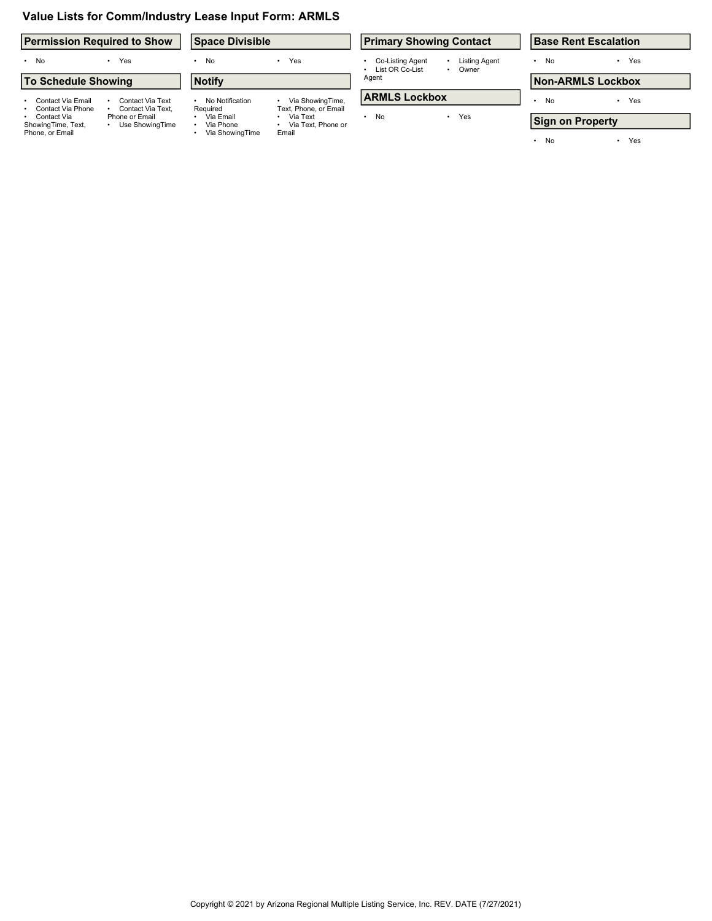# Value Lists for Comm/Industry Lease Input Form: ARMLS

## Permission Required to Show

- No
- Yes

## To Schedule Showing

- Contact Via Email
- Contact Via Phone
- Contact Via ShowingTime, Text, Phone, or Email
- Contact Via Text
- Contact Via Text, Phone or Email
- Use ShowingTime

## Space Divisible

- No
- Yes

## Notify

- No Notification Required
- Via Email
- Via Phone
- Via ShowingTime
- Via ShowingTime, Text, Phone, or Email
- Via Text
- Via Text, Phone or Email

## Primary Showing Contact

- Co-Listing Agent
- List OR Co-List Agent
- Listing Agent
- Owner

## ARMLS Lockbox

- No
- Yes

## Base Rent Escalation

- No
- Yes

## Non-ARMLS Lockbox

- No
- Yes

## Sign on Property

- No
- Yes

Copyright © 2021 by Arizona Regional Multiple Listing Service, Inc. REV. DATE (7/27/2021)